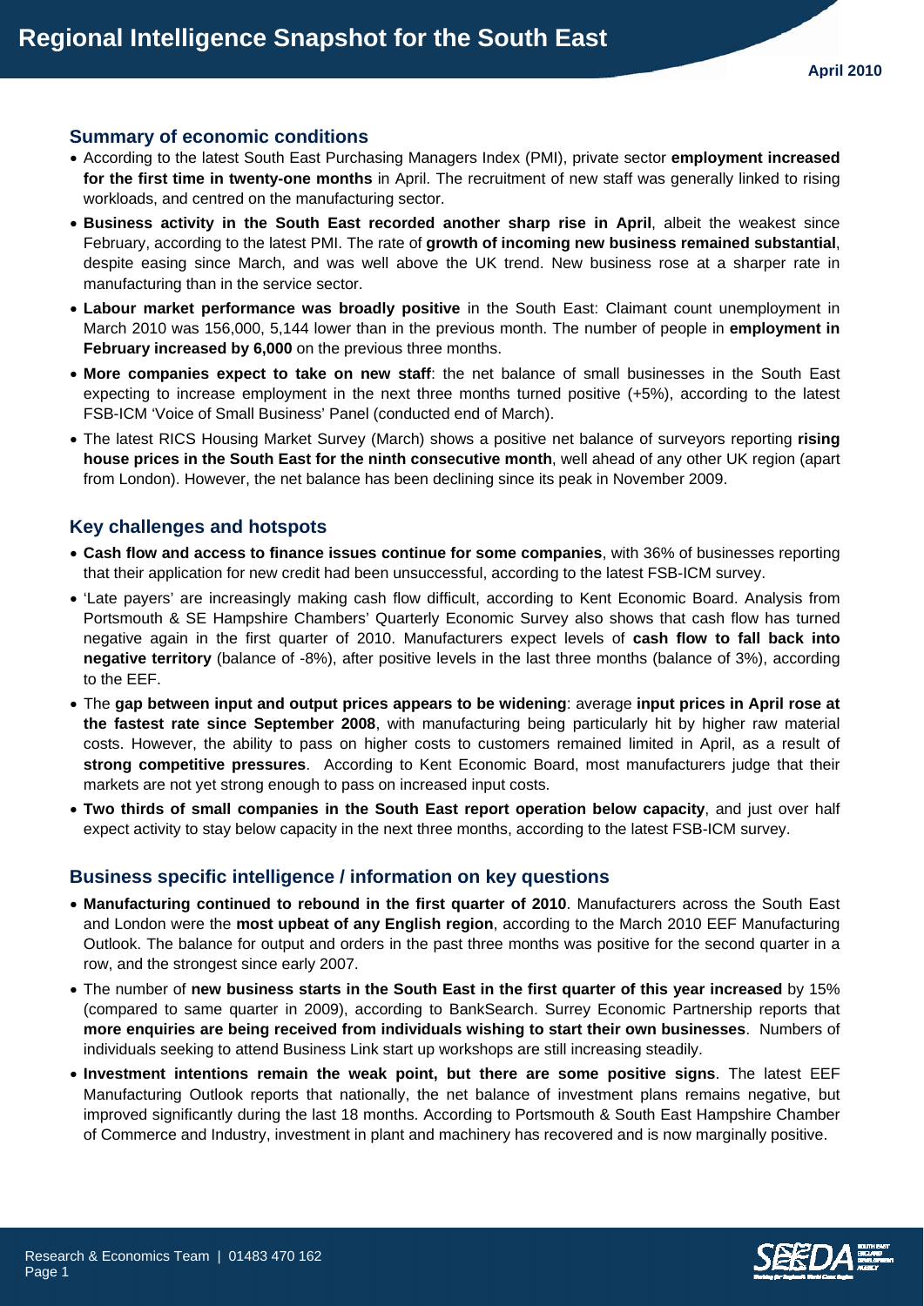# Regional Intelligence Snapshot for the South East

**April 2010**

## Summary of economic conditions

- According to the latest South East Purchasing Managers Index (PMI), private sector **employment increased for the first time in twenty-one months** in April. The recruitment of new staff was generally linked to rising workloads, and centred on the manufacturing sector.
- **Business activity in the South East recorded another sharp rise in April**, albeit the weakest since February, according to the latest PMI. The rate of **growth of incoming new business remained substantial**, despite easing since March, and was well above the UK trend. New business rose at a sharper rate in manufacturing than in the service sector.
- **Labour market performance was broadly positive** in the South East: Claimant count unemployment in March 2010 was 156,000, 5,144 lower than in the previous month. The number of people in **employment in February increased by 6,000** on the previous three months.
- **More companies expect to take on new staff**: the net balance of small businesses in the South East expecting to increase employment in the next three months turned positive (+5%), according to the latest FSB-ICM 'Voice of Small Business' Panel (conducted end of March).
- The latest RICS Housing Market Survey (March) shows a positive net balance of surveyors reporting **rising house prices in the South East for the ninth consecutive month**, well ahead of any other UK region (apart from London). However, the net balance has been declining since its peak in November 2009.

## Key challenges and hotspots

- **Cash flow and access to finance issues continue for some companies**, with 36% of businesses reporting that their application for new credit had been unsuccessful, according to the latest FSB-ICM survey.
- 'Late payers' are increasingly making cash flow difficult, according to Kent Economic Board. Analysis from Portsmouth & SE Hampshire Chambers' Quarterly Economic Survey also shows that cash flow has turned negative again in the first quarter of 2010. Manufacturers expect levels of **cash flow to fall back into negative territory** (balance of -8%), after positive levels in the last three months (balance of 3%), according to the EEF.
- The **gap between input and output prices appears to be widening**: average **input prices in April rose at the fastest rate since September 2008**, with manufacturing being particularly hit by higher raw material costs. However, the ability to pass on higher costs to customers remained limited in April, as a result of **strong competitive pressures**. According to Kent Economic Board, most manufacturers judge that their markets are not yet strong enough to pass on increased input costs.
- **Two thirds of small companies in the South East report operation below capacity**, and just over half expect activity to stay below capacity in the next three months, according to the latest FSB-ICM survey.

## Business specific intelligence / information on key questions

- **Manufacturing continued to rebound in the first quarter of 2010**. Manufacturers across the South East and London were the **most upbeat of any English region**, according to the March 2010 EEF Manufacturing Outlook. The balance for output and orders in the past three months was positive for the second quarter in a row, and the strongest since early 2007.
- The number of **new business starts in the South East in the first quarter of this year increased** by 15% (compared to same quarter in 2009), according to BankSearch. Surrey Economic Partnership reports that **more enquiries are being received from individuals wishing to start their own businesses**. Numbers of individuals seeking to attend Business Link start up workshops are still increasing steadily.
- **Investment intentions remain the weak point, but there are some positive signs**. The latest EEF Manufacturing Outlook reports that nationally, the net balance of investment plans remains negative, but improved significantly during the last 18 months. According to Portsmouth & South East Hampshire Chamber of Commerce and Industry, investment in plant and machinery has recovered and is now marginally positive.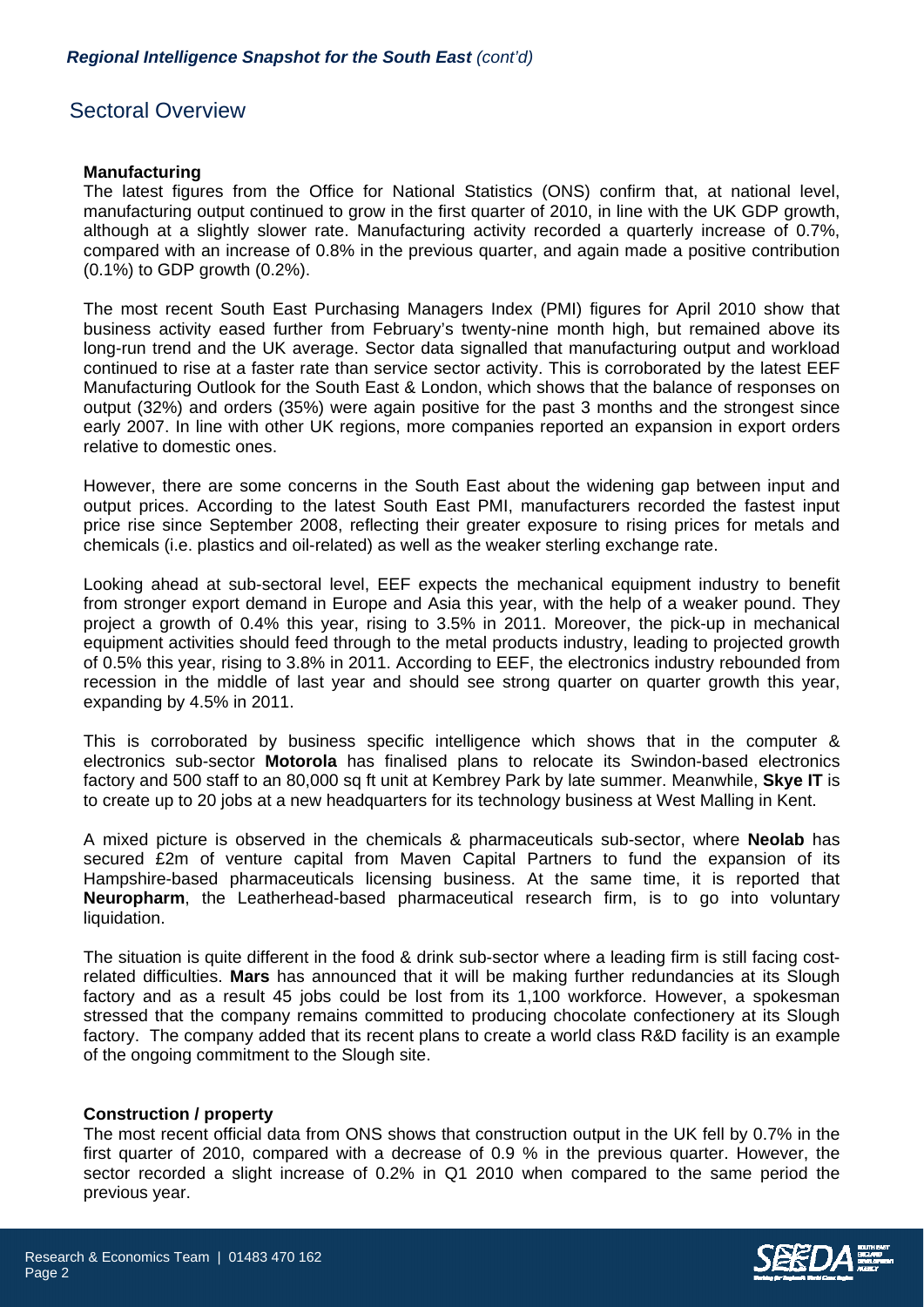## Sectoral Overview

### Manufacturing

The latest figures from the Office for National Statistics (ONS) confirm that, at national level, manufacturing output continued to grow in the first quarter of 2010, in line with the UK GDP growth, although at a slightly slower rate. Manufacturing activity recorded a quarterly increase of 0.7%, compared with an increase of 0.8% in the previous quarter, and again made a positive contribution (0.1%) to GDP growth (0.2%).

The most recent South East Purchasing Managers Index (PMI) figures for April 2010 show that business activity eased further from February's twenty-nine month high, but remained above its long-run trend and the UK average. Sector data signalled that manufacturing output and workload continued to rise at a faster rate than service sector activity. This is corroborated by the latest EEF Manufacturing Outlook for the South East & London, which shows that the balance of responses on output (32%) and orders (35%) were again positive for the past 3 months and the strongest since early 2007. In line with other UK regions, more companies reported an expansion in export orders relative to domestic ones.

However, there are some concerns in the South East about the widening gap between input and output prices. According to the latest South East PMI, manufacturers recorded the fastest input price rise since September 2008, reflecting their greater exposure to rising prices for metals and chemicals (i.e. plastics and oil-related) as well as the weaker sterling exchange rate.

Looking ahead at sub-sectoral level, EEF expects the mechanical equipment industry to benefit from stronger export demand in Europe and Asia this year, with the help of a weaker pound. They project a growth of 0.4% this year, rising to 3.5% in 2011. Moreover, the pick-up in mechanical equipment activities should feed through to the metal products industry, leading to projected growth of 0.5% this year, rising to 3.8% in 2011. According to EEF, the electronics industry rebounded from recession in the middle of last year and should see strong quarter on quarter growth this year, expanding by 4.5% in 2011.

This is corroborated by business specific intelligence which shows that in the computer & electronics sub-sector **Motorola** has finalised plans to relocate its Swindon-based electronics factory and 500 staff to an 80,000 sq ft unit at Kembrey Park by late summer. Meanwhile, **Skye IT** is to create up to 20 jobs at a new headquarters for its technology business at West Malling in Kent.

A mixed picture is observed in the chemicals & pharmaceuticals sub-sector, where **Neolab** has secured £2m of venture capital from Maven Capital Partners to fund the expansion of its Hampshire-based pharmaceuticals licensing business. At the same time, it is reported that **Neuropharm**, the Leatherhead-based pharmaceutical research firm, is to go into voluntary liquidation.

The situation is quite different in the food & drink sub-sector where a leading firm is still facing cost-related difficulties. **Mars** has announced that it will be making further redundancies at its Slough factory and as a result 45 jobs could be lost from its 1,100 workforce. However, a spokesman stressed that the company remains committed to producing chocolate confectionery at its Slough factory. The company added that its recent plans to create a world class R&D facility is an example of the ongoing commitment to the Slough site.

### Construction / property

The most recent official data from ONS shows that construction output in the UK fell by 0.7% in the first quarter of 2010, compared with a decrease of 0.9 % in the previous quarter. However, the sector recorded a slight increase of 0.2% in Q1 2010 when compared to the same period the previous year.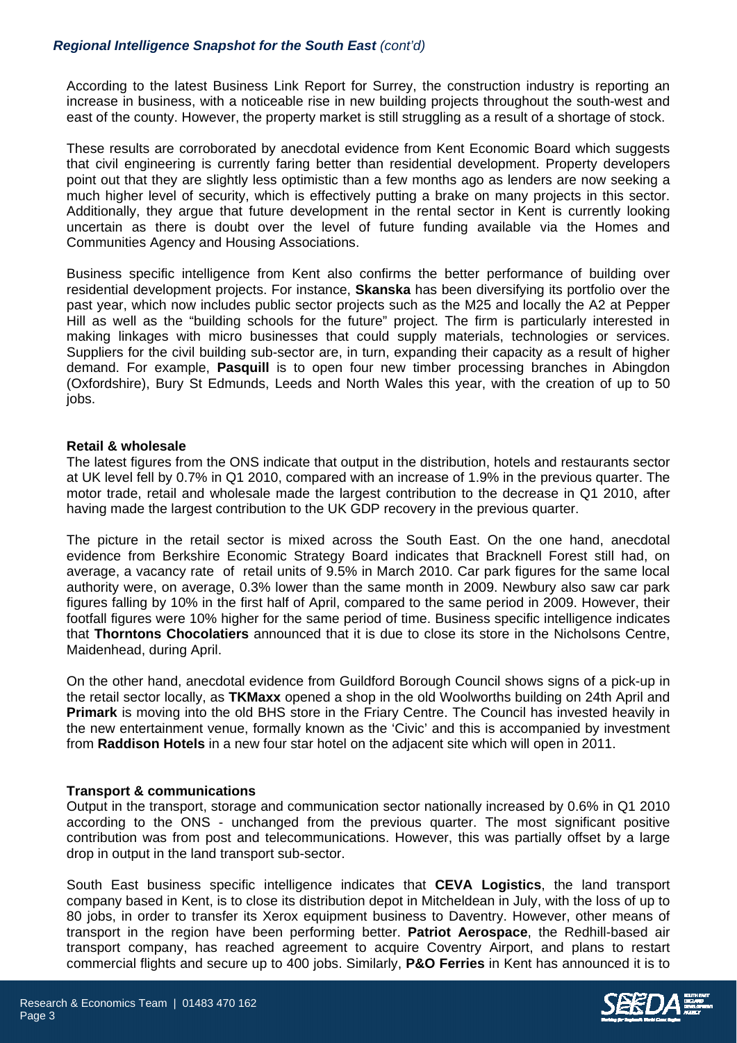According to the latest Business Link Report for Surrey, the construction industry is reporting an increase in business, with a noticeable rise in new building projects throughout the south-west and east of the county. However, the property market is still struggling as a result of a shortage of stock.

These results are corroborated by anecdotal evidence from Kent Economic Board which suggests that civil engineering is currently faring better than residential development. Property developers point out that they are slightly less optimistic than a few months ago as lenders are now seeking a much higher level of security, which is effectively putting a brake on many projects in this sector. Additionally, they argue that future development in the rental sector in Kent is currently looking uncertain as there is doubt over the level of future funding available via the Homes and Communities Agency and Housing Associations.

Business specific intelligence from Kent also confirms the better performance of building over residential development projects. For instance, **Skanska** has been diversifying its portfolio over the past year, which now includes public sector projects such as the M25 and locally the A2 at Pepper Hill as well as the "building schools for the future" project. The firm is particularly interested in making linkages with micro businesses that could supply materials, technologies or services. Suppliers for the civil building sub-sector are, in turn, expanding their capacity as a result of higher demand. For example, **Pasquill** is to open four new timber processing branches in Abingdon (Oxfordshire), Bury St Edmunds, Leeds and North Wales this year, with the creation of up to 50 jobs.

**Retail & wholesale**

The latest figures from the ONS indicate that output in the distribution, hotels and restaurants sector at UK level fell by 0.7% in Q1 2010, compared with an increase of 1.9% in the previous quarter. The motor trade, retail and wholesale made the largest contribution to the decrease in Q1 2010, after having made the largest contribution to the UK GDP recovery in the previous quarter.

The picture in the retail sector is mixed across the South East. On the one hand, anecdotal evidence from Berkshire Economic Strategy Board indicates that Bracknell Forest still had, on average, a vacancy rate of retail units of 9.5% in March 2010. Car park figures for the same local authority were, on average, 0.3% lower than the same month in 2009. Newbury also saw car park figures falling by 10% in the first half of April, compared to the same period in 2009. However, their footfall figures were 10% higher for the same period of time. Business specific intelligence indicates that **Thorntons Chocolatiers** announced that it is due to close its store in the Nicholsons Centre, Maidenhead, during April.

On the other hand, anecdotal evidence from Guildford Borough Council shows signs of a pick-up in the retail sector locally, as **TKMaxx** opened a shop in the old Woolworths building on 24th April and **Primark** is moving into the old BHS store in the Friary Centre. The Council has invested heavily in the new entertainment venue, formally known as the 'Civic' and this is accompanied by investment from **Raddison Hotels** in a new four star hotel on the adjacent site which will open in 2011.

**Transport & communications**

Output in the transport, storage and communication sector nationally increased by 0.6% in Q1 2010 according to the ONS - unchanged from the previous quarter. The most significant positive contribution was from post and telecommunications. However, this was partially offset by a large drop in output in the land transport sub-sector.

South East business specific intelligence indicates that **CEVA Logistics**, the land transport company based in Kent, is to close its distribution depot in Mitcheldean in July, with the loss of up to 80 jobs, in order to transfer its Xerox equipment business to Daventry. However, other means of transport in the region have been performing better. **Patriot Aerospace**, the Redhill-based air transport company, has reached agreement to acquire Coventry Airport, and plans to restart commercial flights and secure up to 400 jobs. Similarly, **P&O Ferries** in Kent has announced it is to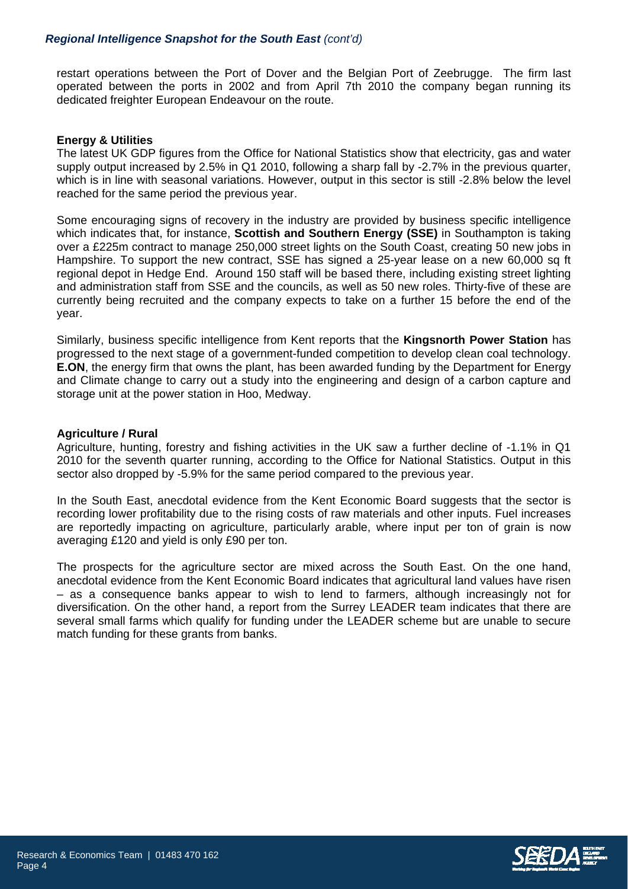restart operations between the Port of Dover and the Belgian Port of Zeebrugge. The firm last operated between the ports in 2002 and from April 7th 2010 the company began running its dedicated freighter European Endeavour on the route.

**Energy & Utilities**

The latest UK GDP figures from the Office for National Statistics show that electricity, gas and water supply output increased by 2.5% in Q1 2010, following a sharp fall by -2.7% in the previous quarter, which is in line with seasonal variations. However, output in this sector is still -2.8% below the level reached for the same period the previous year.

Some encouraging signs of recovery in the industry are provided by business specific intelligence which indicates that, for instance, **Scottish and Southern Energy (SSE)** in Southampton is taking over a £225m contract to manage 250,000 street lights on the South Coast, creating 50 new jobs in Hampshire. To support the new contract, SSE has signed a 25-year lease on a new 60,000 sq ft regional depot in Hedge End. Around 150 staff will be based there, including existing street lighting and administration staff from SSE and the councils, as well as 50 new roles. Thirty-five of these are currently being recruited and the company expects to take on a further 15 before the end of the year.

Similarly, business specific intelligence from Kent reports that the **Kingsnorth Power Station** has progressed to the next stage of a government-funded competition to develop clean coal technology. **E.ON**, the energy firm that owns the plant, has been awarded funding by the Department for Energy and Climate change to carry out a study into the engineering and design of a carbon capture and storage unit at the power station in Hoo, Medway.

**Agriculture / Rural**

Agriculture, hunting, forestry and fishing activities in the UK saw a further decline of -1.1% in Q1 2010 for the seventh quarter running, according to the Office for National Statistics. Output in this sector also dropped by -5.9% for the same period compared to the previous year.

In the South East, anecdotal evidence from the Kent Economic Board suggests that the sector is recording lower profitability due to the rising costs of raw materials and other inputs. Fuel increases are reportedly impacting on agriculture, particularly arable, where input per ton of grain is now averaging £120 and yield is only £90 per ton.

The prospects for the agriculture sector are mixed across the South East. On the one hand, anecdotal evidence from the Kent Economic Board indicates that agricultural land values have risen – as a consequence banks appear to wish to lend to farmers, although increasingly not for diversification. On the other hand, a report from the Surrey LEADER team indicates that there are several small farms which qualify for funding under the LEADER scheme but are unable to secure match funding for these grants from banks.